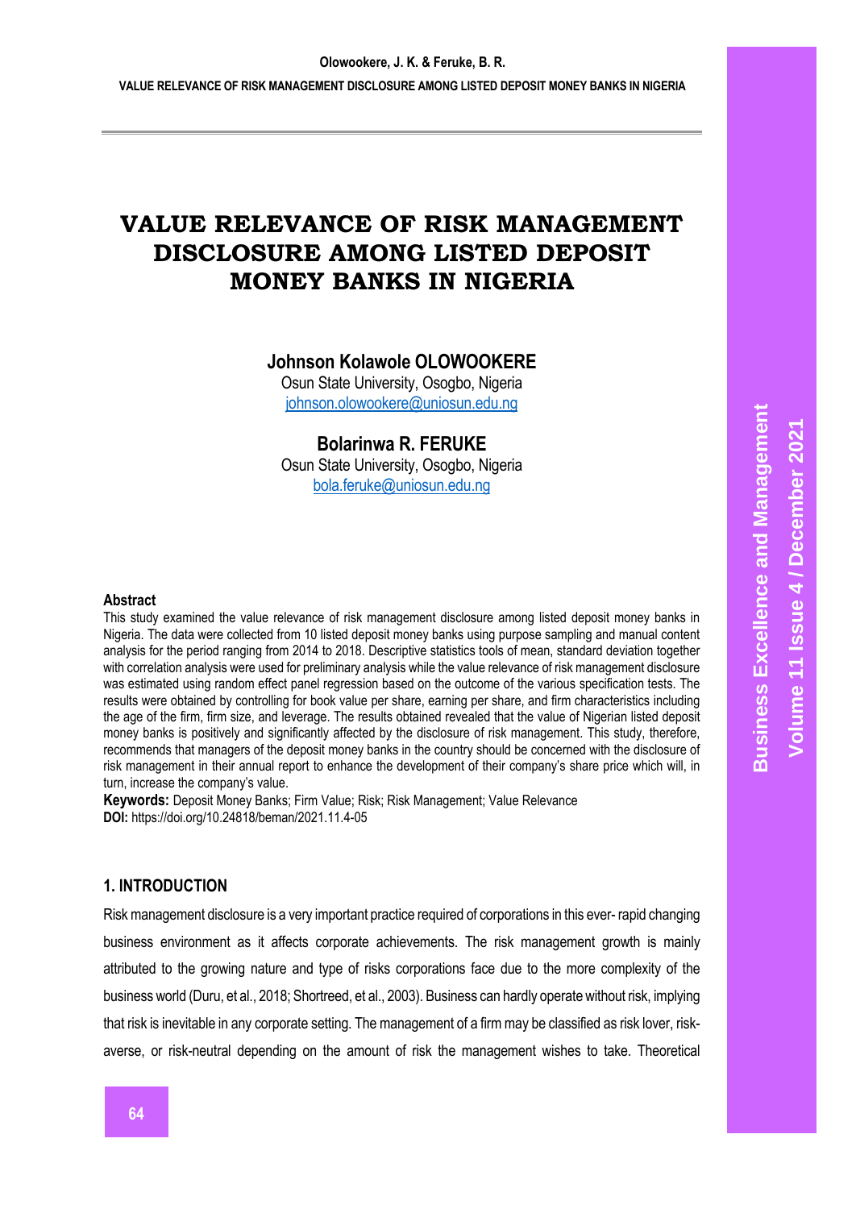# VALUE RELEVANCE OF RISK MANAGEMENT DISCLOSURE AMONG LISTED DEPOSIT MONEY BANKS IN NIGERIA

**Johnson Kolawole OLOWOOKERE**
Osun State University, Osogbo, Nigeria
johnson.olowookere@uniosun.edu.ng

**Bolarinwa R. FERUKE**
Osun State University, Osogbo, Nigeria
bola.feruke@uniosun.edu.ng

**Abstract**

This study examined the value relevance of risk management disclosure among listed deposit money banks in Nigeria. The data were collected from 10 listed deposit money banks using purpose sampling and manual content analysis for the period ranging from 2014 to 2018. Descriptive statistics tools of mean, standard deviation together with correlation analysis were used for preliminary analysis while the value relevance of risk management disclosure was estimated using random effect panel regression based on the outcome of the various specification tests. The results were obtained by controlling for book value per share, earning per share, and firm characteristics including the age of the firm, firm size, and leverage. The results obtained revealed that the value of Nigerian listed deposit money banks is positively and significantly affected by the disclosure of risk management. This study, therefore, recommends that managers of the deposit money banks in the country should be concerned with the disclosure of risk management in their annual report to enhance the development of their company's share price which will, in turn, increase the company's value.

**Keywords:** Deposit Money Banks; Firm Value; Risk; Risk Management; Value Relevance
**DOI:** https://doi.org/10.24818/beman/2021.11.4-05

## 1. INTRODUCTION

Risk management disclosure is a very important practice required of corporations in this ever- rapid changing business environment as it affects corporate achievements. The risk management growth is mainly attributed to the growing nature and type of risks corporations face due to the more complexity of the business world (Duru, et al., 2018; Shortreed, et al., 2003). Business can hardly operate without risk, implying that risk is inevitable in any corporate setting. The management of a firm may be classified as risk lover, risk-averse, or risk-neutral depending on the amount of risk the management wishes to take. Theoretical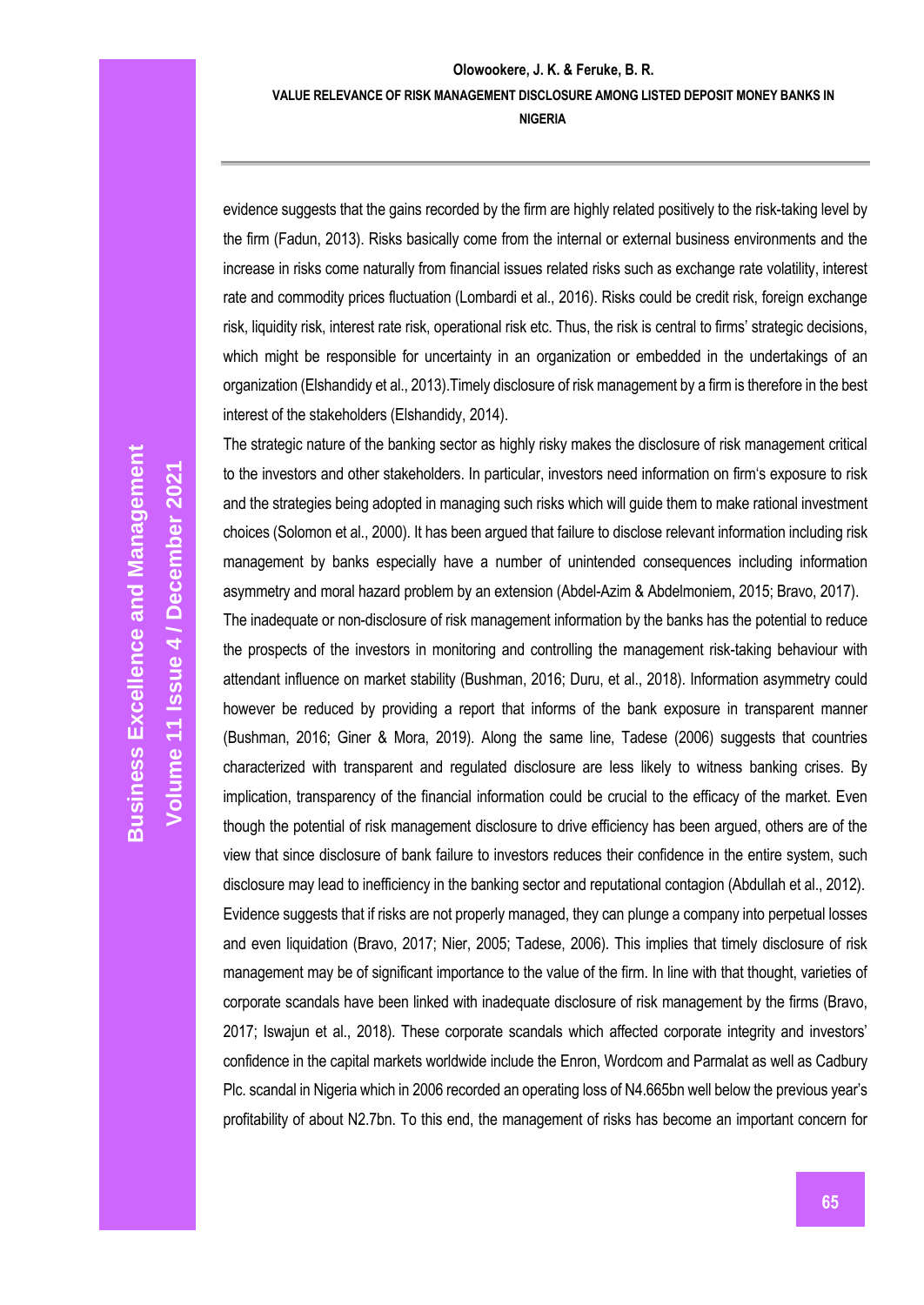evidence suggests that the gains recorded by the firm are highly related positively to the risk-taking level by the firm (Fadun, 2013). Risks basically come from the internal or external business environments and the increase in risks come naturally from financial issues related risks such as exchange rate volatility, interest rate and commodity prices fluctuation (Lombardi et al., 2016). Risks could be credit risk, foreign exchange risk, liquidity risk, interest rate risk, operational risk etc. Thus, the risk is central to firms' strategic decisions, which might be responsible for uncertainty in an organization or embedded in the undertakings of an organization (Elshandidy et al., 2013).Timely disclosure of risk management by a firm is therefore in the best interest of the stakeholders (Elshandidy, 2014).

The strategic nature of the banking sector as highly risky makes the disclosure of risk management critical to the investors and other stakeholders. In particular, investors need information on firm's exposure to risk and the strategies being adopted in managing such risks which will guide them to make rational investment choices (Solomon et al., 2000). It has been argued that failure to disclose relevant information including risk management by banks especially have a number of unintended consequences including information asymmetry and moral hazard problem by an extension (Abdel-Azim & Abdelmoniem, 2015; Bravo, 2017).

The inadequate or non-disclosure of risk management information by the banks has the potential to reduce the prospects of the investors in monitoring and controlling the management risk-taking behaviour with attendant influence on market stability (Bushman, 2016; Duru, et al., 2018). Information asymmetry could however be reduced by providing a report that informs of the bank exposure in transparent manner (Bushman, 2016; Giner & Mora, 2019). Along the same line, Tadese (2006) suggests that countries characterized with transparent and regulated disclosure are less likely to witness banking crises. By implication, transparency of the financial information could be crucial to the efficacy of the market. Even though the potential of risk management disclosure to drive efficiency has been argued, others are of the view that since disclosure of bank failure to investors reduces their confidence in the entire system, such disclosure may lead to inefficiency in the banking sector and reputational contagion (Abdullah et al., 2012).

Evidence suggests that if risks are not properly managed, they can plunge a company into perpetual losses and even liquidation (Bravo, 2017; Nier, 2005; Tadese, 2006). This implies that timely disclosure of risk management may be of significant importance to the value of the firm. In line with that thought, varieties of corporate scandals have been linked with inadequate disclosure of risk management by the firms (Bravo, 2017; Iswajun et al., 2018). These corporate scandals which affected corporate integrity and investors' confidence in the capital markets worldwide include the Enron, Wordcom and Parmalat as well as Cadbury Plc. scandal in Nigeria which in 2006 recorded an operating loss of N4.665bn well below the previous year's profitability of about N2.7bn. To this end, the management of risks has become an important concern for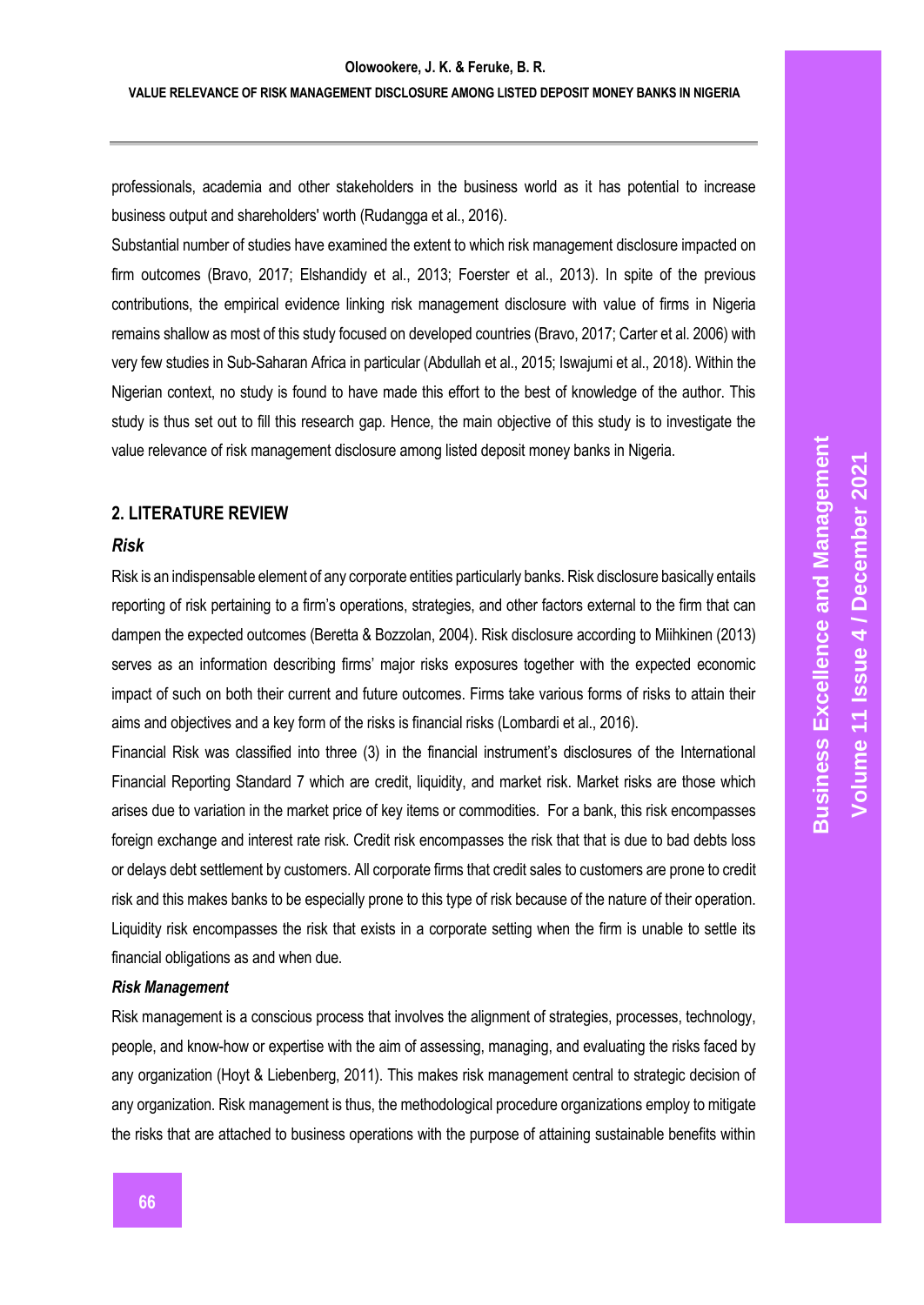professionals, academia and other stakeholders in the business world as it has potential to increase business output and shareholders' worth (Rudangga et al., 2016).

Substantial number of studies have examined the extent to which risk management disclosure impacted on firm outcomes (Bravo, 2017; Elshandidy et al., 2013; Foerster et al., 2013). In spite of the previous contributions, the empirical evidence linking risk management disclosure with value of firms in Nigeria remains shallow as most of this study focused on developed countries (Bravo, 2017; Carter et al. 2006) with very few studies in Sub-Saharan Africa in particular (Abdullah et al., 2015; Iswajumi et al., 2018). Within the Nigerian context, no study is found to have made this effort to the best of knowledge of the author. This study is thus set out to fill this research gap. Hence, the main objective of this study is to investigate the value relevance of risk management disclosure among listed deposit money banks in Nigeria.

## 2. LITERATURE REVIEW

### *Risk*

Risk is an indispensable element of any corporate entities particularly banks. Risk disclosure basically entails reporting of risk pertaining to a firm's operations, strategies, and other factors external to the firm that can dampen the expected outcomes (Beretta & Bozzolan, 2004). Risk disclosure according to Miihkinen (2013) serves as an information describing firms' major risks exposures together with the expected economic impact of such on both their current and future outcomes. Firms take various forms of risks to attain their aims and objectives and a key form of the risks is financial risks (Lombardi et al., 2016).

Financial Risk was classified into three (3) in the financial instrument's disclosures of the International Financial Reporting Standard 7 which are credit, liquidity, and market risk. Market risks are those which arises due to variation in the market price of key items or commodities. For a bank, this risk encompasses foreign exchange and interest rate risk. Credit risk encompasses the risk that that is due to bad debts loss or delays debt settlement by customers. All corporate firms that credit sales to customers are prone to credit risk and this makes banks to be especially prone to this type of risk because of the nature of their operation. Liquidity risk encompasses the risk that exists in a corporate setting when the firm is unable to settle its financial obligations as and when due.

### *Risk Management*

Risk management is a conscious process that involves the alignment of strategies, processes, technology, people, and know-how or expertise with the aim of assessing, managing, and evaluating the risks faced by any organization (Hoyt & Liebenberg, 2011). This makes risk management central to strategic decision of any organization. Risk management is thus, the methodological procedure organizations employ to mitigate the risks that are attached to business operations with the purpose of attaining sustainable benefits within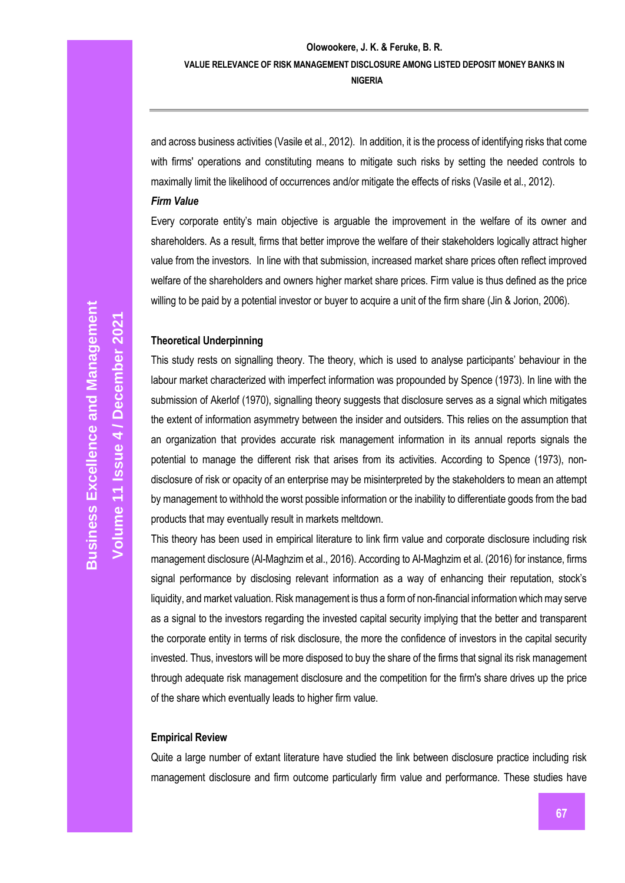and across business activities (Vasile et al., 2012). In addition, it is the process of identifying risks that come with firms' operations and constituting means to mitigate such risks by setting the needed controls to maximally limit the likelihood of occurrences and/or mitigate the effects of risks (Vasile et al., 2012).

***Firm Value***

Every corporate entity's main objective is arguable the improvement in the welfare of its owner and shareholders. As a result, firms that better improve the welfare of their stakeholders logically attract higher value from the investors. In line with that submission, increased market share prices often reflect improved welfare of the shareholders and owners higher market share prices. Firm value is thus defined as the price willing to be paid by a potential investor or buyer to acquire a unit of the firm share (Jin & Jorion, 2006).

**Theoretical Underpinning**

This study rests on signalling theory. The theory, which is used to analyse participants' behaviour in the labour market characterized with imperfect information was propounded by Spence (1973). In line with the submission of Akerlof (1970), signalling theory suggests that disclosure serves as a signal which mitigates the extent of information asymmetry between the insider and outsiders. This relies on the assumption that an organization that provides accurate risk management information in its annual reports signals the potential to manage the different risk that arises from its activities. According to Spence (1973), non-disclosure of risk or opacity of an enterprise may be misinterpreted by the stakeholders to mean an attempt by management to withhold the worst possible information or the inability to differentiate goods from the bad products that may eventually result in markets meltdown.

This theory has been used in empirical literature to link firm value and corporate disclosure including risk management disclosure (Al-Maghzim et al., 2016). According to Al-Maghzim et al. (2016) for instance, firms signal performance by disclosing relevant information as a way of enhancing their reputation, stock's liquidity, and market valuation. Risk management is thus a form of non-financial information which may serve as a signal to the investors regarding the invested capital security implying that the better and transparent the corporate entity in terms of risk disclosure, the more the confidence of investors in the capital security invested. Thus, investors will be more disposed to buy the share of the firms that signal its risk management through adequate risk management disclosure and the competition for the firm's share drives up the price of the share which eventually leads to higher firm value.

**Empirical Review**

Quite a large number of extant literature have studied the link between disclosure practice including risk management disclosure and firm outcome particularly firm value and performance. These studies have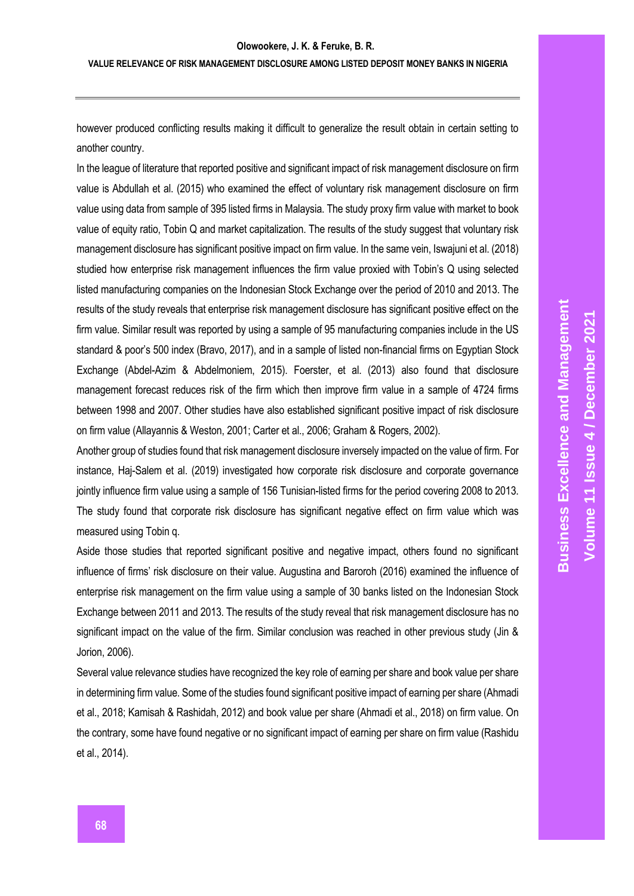however produced conflicting results making it difficult to generalize the result obtain in certain setting to another country.

In the league of literature that reported positive and significant impact of risk management disclosure on firm value is Abdullah et al. (2015) who examined the effect of voluntary risk management disclosure on firm value using data from sample of 395 listed firms in Malaysia. The study proxy firm value with market to book value of equity ratio, Tobin Q and market capitalization. The results of the study suggest that voluntary risk management disclosure has significant positive impact on firm value. In the same vein, Iswajuni et al. (2018) studied how enterprise risk management influences the firm value proxied with Tobin's Q using selected listed manufacturing companies on the Indonesian Stock Exchange over the period of 2010 and 2013. The results of the study reveals that enterprise risk management disclosure has significant positive effect on the firm value. Similar result was reported by using a sample of 95 manufacturing companies include in the US standard & poor's 500 index (Bravo, 2017), and in a sample of listed non-financial firms on Egyptian Stock Exchange (Abdel-Azim & Abdelmoniem, 2015). Foerster, et al. (2013) also found that disclosure management forecast reduces risk of the firm which then improve firm value in a sample of 4724 firms between 1998 and 2007. Other studies have also established significant positive impact of risk disclosure on firm value (Allayannis & Weston, 2001; Carter et al., 2006; Graham & Rogers, 2002).

Another group of studies found that risk management disclosure inversely impacted on the value of firm. For instance, Haj-Salem et al. (2019) investigated how corporate risk disclosure and corporate governance jointly influence firm value using a sample of 156 Tunisian-listed firms for the period covering 2008 to 2013. The study found that corporate risk disclosure has significant negative effect on firm value which was measured using Tobin q.

Aside those studies that reported significant positive and negative impact, others found no significant influence of firms' risk disclosure on their value. Augustina and Baroroh (2016) examined the influence of enterprise risk management on the firm value using a sample of 30 banks listed on the Indonesian Stock Exchange between 2011 and 2013. The results of the study reveal that risk management disclosure has no significant impact on the value of the firm. Similar conclusion was reached in other previous study (Jin & Jorion, 2006).

Several value relevance studies have recognized the key role of earning per share and book value per share in determining firm value. Some of the studies found significant positive impact of earning per share (Ahmadi et al., 2018; Kamisah & Rashidah, 2012) and book value per share (Ahmadi et al., 2018) on firm value. On the contrary, some have found negative or no significant impact of earning per share on firm value (Rashidu et al., 2014).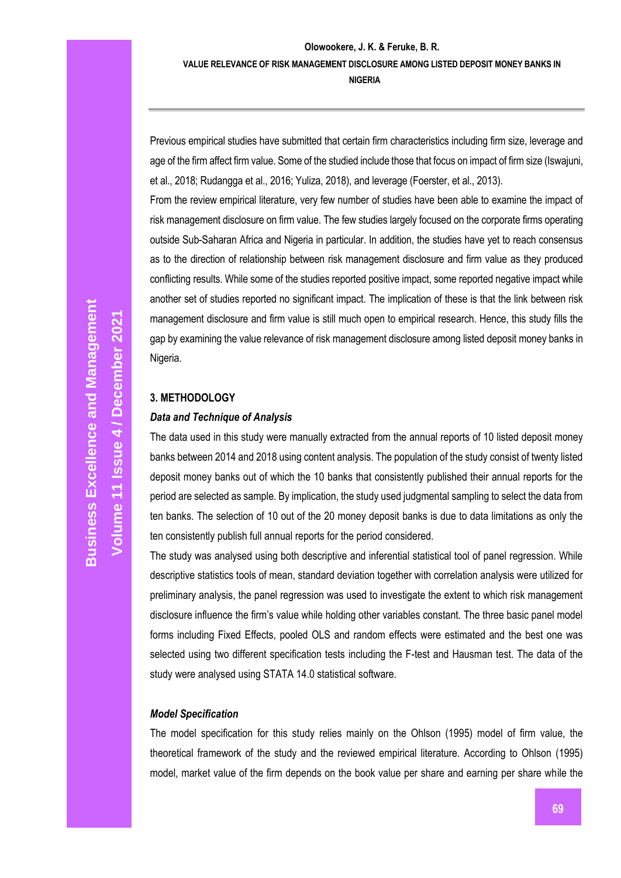Previous empirical studies have submitted that certain firm characteristics including firm size, leverage and age of the firm affect firm value. Some of the studied include those that focus on impact of firm size (Iswajuni, et al., 2018; Rudangga et al., 2016; Yuliza, 2018), and leverage (Foerster, et al., 2013).

From the review empirical literature, very few number of studies have been able to examine the impact of risk management disclosure on firm value. The few studies largely focused on the corporate firms operating outside Sub-Saharan Africa and Nigeria in particular. In addition, the studies have yet to reach consensus as to the direction of relationship between risk management disclosure and firm value as they produced conflicting results. While some of the studies reported positive impact, some reported negative impact while another set of studies reported no significant impact. The implication of these is that the link between risk management disclosure and firm value is still much open to empirical research. Hence, this study fills the gap by examining the value relevance of risk management disclosure among listed deposit money banks in Nigeria.

## 3. METHODOLOGY

### *Data and Technique of Analysis*

The data used in this study were manually extracted from the annual reports of 10 listed deposit money banks between 2014 and 2018 using content analysis. The population of the study consist of twenty listed deposit money banks out of which the 10 banks that consistently published their annual reports for the period are selected as sample. By implication, the study used judgmental sampling to select the data from ten banks. The selection of 10 out of the 20 money deposit banks is due to data limitations as only the ten consistently publish full annual reports for the period considered.

The study was analysed using both descriptive and inferential statistical tool of panel regression. While descriptive statistics tools of mean, standard deviation together with correlation analysis were utilized for preliminary analysis, the panel regression was used to investigate the extent to which risk management disclosure influence the firm's value while holding other variables constant. The three basic panel model forms including Fixed Effects, pooled OLS and random effects were estimated and the best one was selected using two different specification tests including the F-test and Hausman test. The data of the study were analysed using STATA 14.0 statistical software.

### *Model Specification*

The model specification for this study relies mainly on the Ohlson (1995) model of firm value, the theoretical framework of the study and the reviewed empirical literature. According to Ohlson (1995) model, market value of the firm depends on the book value per share and earning per share while the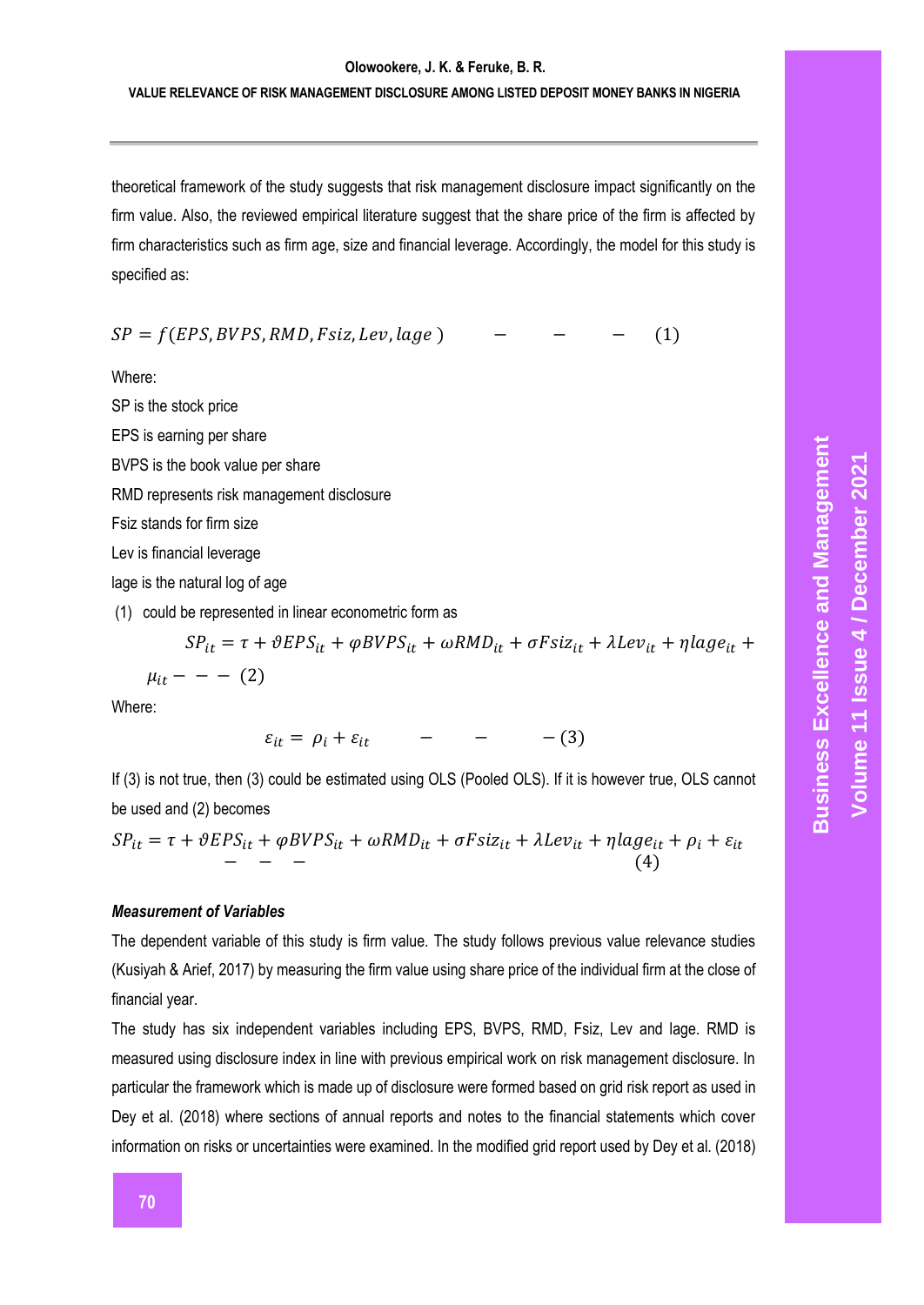theoretical framework of the study suggests that risk management disclosure impact significantly on the firm value. Also, the reviewed empirical literature suggest that the share price of the firm is affected by firm characteristics such as firm age, size and financial leverage. Accordingly, the model for this study is specified as:

$$SP = f(EPS, BVPS, RMD, Fsiz, Lev, lage) \quad - \quad - \quad - \quad (1)$$

Where:

SP is the stock price

EPS is earning per share

BVPS is the book value per share

RMD represents risk management disclosure

Fsiz stands for firm size

Lev is financial leverage

lage is the natural log of age

(1) could be represented in linear econometric form as

$$SP_{it} = \tau + \vartheta EPS_{it} + \varphi BVPS_{it} + \omega RMD_{it} + \sigma Fsiz_{it} + \lambda Lev_{it} + \eta lage_{it} + \mu_{it} - - - (2)$$

Where:

$$\varepsilon_{it} = \rho_i + \varepsilon_{it} \quad - \quad - \quad - (3)$$

If (3) is not true, then (3) could be estimated using OLS (Pooled OLS). If it is however true, OLS cannot be used and (2) becomes

$$SP_{it} = \tau + \vartheta EPS_{it} + \varphi BVPS_{it} + \omega RMD_{it} + \sigma Fsiz_{it} + \lambda Lev_{it} + \eta lage_{it} + \rho_i + \varepsilon_{it} \quad - \quad - \quad - \quad (4)$$

***Measurement of Variables***

The dependent variable of this study is firm value. The study follows previous value relevance studies (Kusiyah & Arief, 2017) by measuring the firm value using share price of the individual firm at the close of financial year.

The study has six independent variables including EPS, BVPS, RMD, Fsiz, Lev and lage. RMD is measured using disclosure index in line with previous empirical work on risk management disclosure. In particular the framework which is made up of disclosure were formed based on grid risk report as used in Dey et al. (2018) where sections of annual reports and notes to the financial statements which cover information on risks or uncertainties were examined. In the modified grid report used by Dey et al. (2018)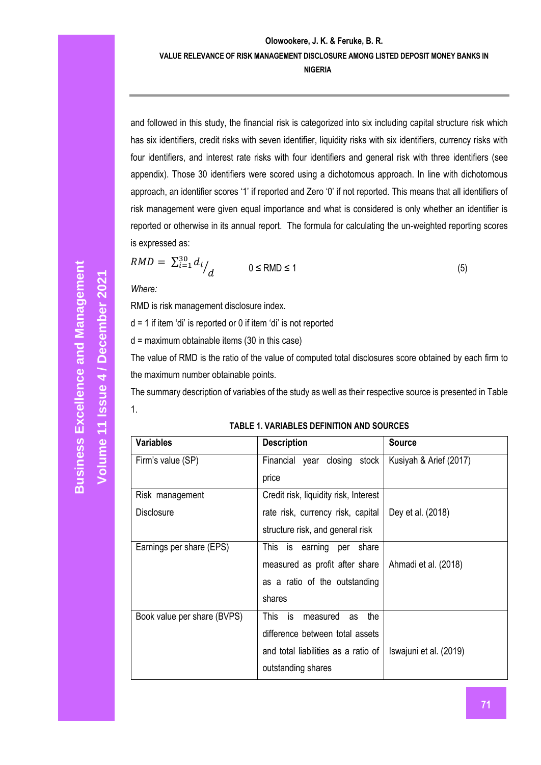and followed in this study, the financial risk is categorized into six including capital structure risk which has six identifiers, credit risks with seven identifier, liquidity risks with six identifiers, currency risks with four identifiers, and interest rate risks with four identifiers and general risk with three identifiers (see appendix). Those 30 identifiers were scored using a dichotomous approach. In line with dichotomous approach, an identifier scores '1' if reported and Zero '0' if not reported. This means that all identifiers of risk management were given equal importance and what is considered is only whether an identifier is reported or otherwise in its annual report. The formula for calculating the un-weighted reporting scores is expressed as:

$$RMD = \sum_{i=1}^{30} d_i / d \qquad 0 \leq RMD \leq 1 \tag{5}$$

*Where:*

RMD is risk management disclosure index.

d = 1 if item 'di' is reported or 0 if item 'di' is not reported

d = maximum obtainable items (30 in this case)

The value of RMD is the ratio of the value of computed total disclosures score obtained by each firm to the maximum number obtainable points.

The summary description of variables of the study as well as their respective source is presented in Table 1.

**TABLE 1. VARIABLES DEFINITION AND SOURCES**

| Variables | Description | Source |
|---|---|---|
| Firm's value (SP) | Financial year closing stock price | Kusiyah & Arief (2017) |
| Risk management Disclosure | Credit risk, liquidity risk, Interest rate risk, currency risk, capital structure risk, and general risk | Dey et al. (2018) |
| Earnings per share (EPS) | This is earning per share measured as profit after share as a ratio of the outstanding shares | Ahmadi et al. (2018) |
| Book value per share (BVPS) | This is measured as the difference between total assets and total liabilities as a ratio of outstanding shares | Iswajuni et al. (2019) |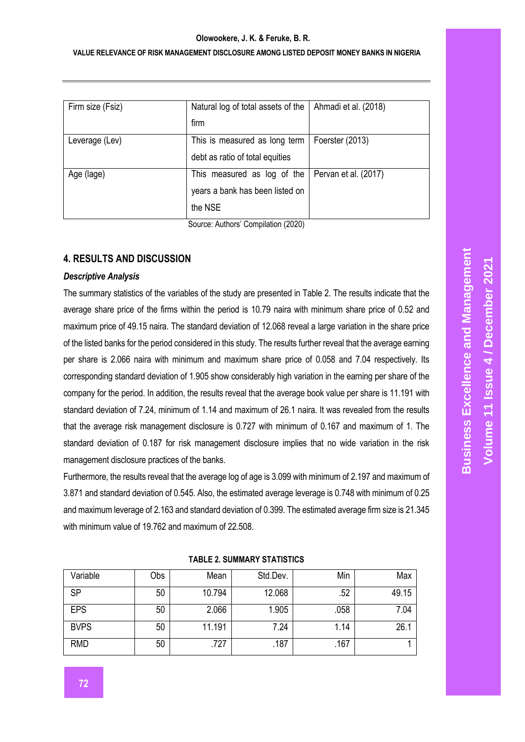| | | |
|---|---|---|
| Firm size (Fsiz) | Natural log of total assets of the firm | Ahmadi et al. (2018) |
| Leverage (Lev) | This is measured as long term debt as ratio of total equities | Foerster (2013) |
| Age (lage) | This measured as log of the years a bank has been listed on the NSE | Pervan et al. (2017) |

Source: Authors' Compilation (2020)

## 4. RESULTS AND DISCUSSION

### *Descriptive Analysis*

The summary statistics of the variables of the study are presented in Table 2. The results indicate that the average share price of the firms within the period is 10.79 naira with minimum share price of 0.52 and maximum price of 49.15 naira. The standard deviation of 12.068 reveal a large variation in the share price of the listed banks for the period considered in this study. The results further reveal that the average earning per share is 2.066 naira with minimum and maximum share price of 0.058 and 7.04 respectively. Its corresponding standard deviation of 1.905 show considerably high variation in the earning per share of the company for the period. In addition, the results reveal that the average book value per share is 11.191 with standard deviation of 7.24, minimum of 1.14 and maximum of 26.1 naira. It was revealed from the results that the average risk management disclosure is 0.727 with minimum of 0.167 and maximum of 1. The standard deviation of 0.187 for risk management disclosure implies that no wide variation in the risk management disclosure practices of the banks.

Furthermore, the results reveal that the average log of age is 3.099 with minimum of 2.197 and maximum of 3.871 and standard deviation of 0.545. Also, the estimated average leverage is 0.748 with minimum of 0.25 and maximum leverage of 2.163 and standard deviation of 0.399. The estimated average firm size is 21.345 with minimum value of 19.762 and maximum of 22.508.

**TABLE 2. SUMMARY STATISTICS**

| Variable | Obs | Mean | Std.Dev. | Min | Max |
|---|---|---|---|---|---|
| SP | 50 | 10.794 | 12.068 | .52 | 49.15 |
| EPS | 50 | 2.066 | 1.905 | .058 | 7.04 |
| BVPS | 50 | 11.191 | 7.24 | 1.14 | 26.1 |
| RMD | 50 | .727 | .187 | .167 | 1 |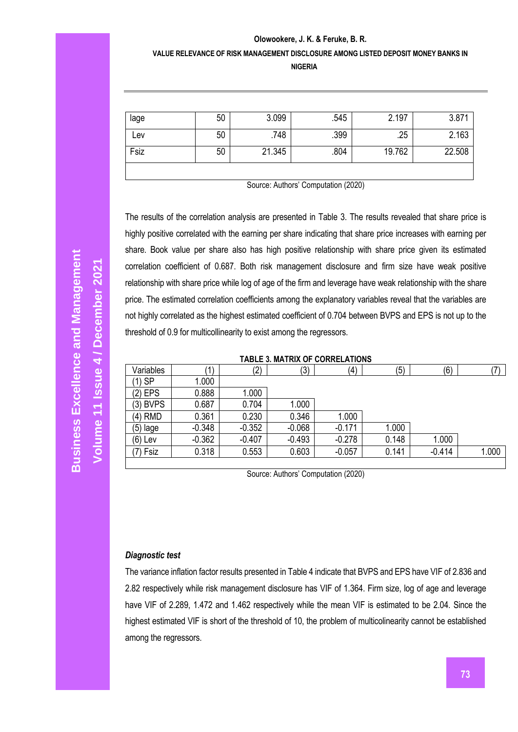| | | | | | |
|---|---|---|---|---|---|
| lage | 50 | 3.099 | .545 | 2.197 | 3.871 |
| Lev | 50 | .748 | .399 | .25 | 2.163 |
| Fsiz | 50 | 21.345 | .804 | 19.762 | 22.508 |

Source: Authors' Computation (2020)

The results of the correlation analysis are presented in Table 3. The results revealed that share price is highly positive correlated with the earning per share indicating that share price increases with earning per share. Book value per share also has high positive relationship with share price given its estimated correlation coefficient of 0.687. Both risk management disclosure and firm size have weak positive relationship with share price while log of age of the firm and leverage have weak relationship with the share price. The estimated correlation coefficients among the explanatory variables reveal that the variables are not highly correlated as the highest estimated coefficient of 0.704 between BVPS and EPS is not up to the threshold of 0.9 for multicollinearity to exist among the regressors.

**TABLE 3. MATRIX OF CORRELATIONS**

| Variables | (1) | (2) | (3) | (4) | (5) | (6) | (7) |
|---|---|---|---|---|---|---|---|
| (1) SP | 1.000 | | | | | | |
| (2) EPS | 0.888 | 1.000 | | | | | |
| (3) BVPS | 0.687 | 0.704 | 1.000 | | | | |
| (4) RMD | 0.361 | 0.230 | 0.346 | 1.000 | | | |
| (5) lage | -0.348 | -0.352 | -0.068 | -0.171 | 1.000 | | |
| (6) Lev | -0.362 | -0.407 | -0.493 | -0.278 | 0.148 | 1.000 | |
| (7) Fsiz | 0.318 | 0.553 | 0.603 | -0.057 | 0.141 | -0.414 | 1.000 |

Source: Authors' Computation (2020)

***Diagnostic test***

The variance inflation factor results presented in Table 4 indicate that BVPS and EPS have VIF of 2.836 and 2.82 respectively while risk management disclosure has VIF of 1.364. Firm size, log of age and leverage have VIF of 2.289, 1.472 and 1.462 respectively while the mean VIF is estimated to be 2.04. Since the highest estimated VIF is short of the threshold of 10, the problem of multicolinearity cannot be established among the regressors.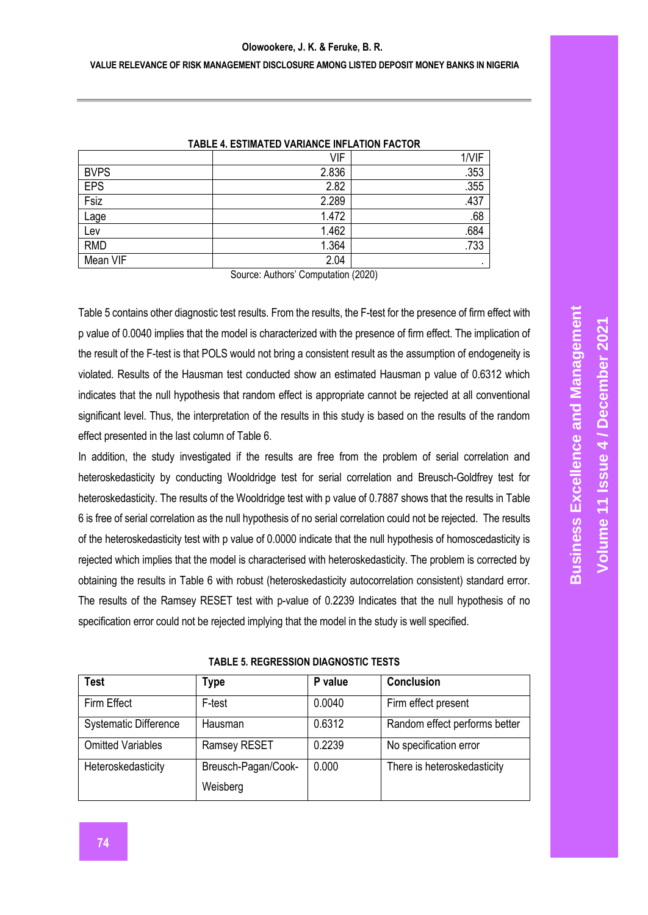**TABLE 4. ESTIMATED VARIANCE INFLATION FACTOR**

| | VIF | 1/VIF |
|---|---|---|
| BVPS | 2.836 | .353 |
| EPS | 2.82 | .355 |
| Fsiz | 2.289 | .437 |
| Lage | 1.472 | .68 |
| Lev | 1.462 | .684 |
| RMD | 1.364 | .733 |
| Mean VIF | 2.04 | . |

Source: Authors' Computation (2020)

Table 5 contains other diagnostic test results. From the results, the F-test for the presence of firm effect with p value of 0.0040 implies that the model is characterized with the presence of firm effect. The implication of the result of the F-test is that POLS would not bring a consistent result as the assumption of endogeneity is violated. Results of the Hausman test conducted show an estimated Hausman p value of 0.6312 which indicates that the null hypothesis that random effect is appropriate cannot be rejected at all conventional significant level. Thus, the interpretation of the results in this study is based on the results of the random effect presented in the last column of Table 6.

In addition, the study investigated if the results are free from the problem of serial correlation and heteroskedasticity by conducting Wooldridge test for serial correlation and Breusch-Goldfrey test for heteroskedasticity. The results of the Wooldridge test with p value of 0.7887 shows that the results in Table 6 is free of serial correlation as the null hypothesis of no serial correlation could not be rejected. The results of the heteroskedasticity test with p value of 0.0000 indicate that the null hypothesis of homoscedasticity is rejected which implies that the model is characterised with heteroskedasticity. The problem is corrected by obtaining the results in Table 6 with robust (heteroskedasticity autocorrelation consistent) standard error. The results of the Ramsey RESET test with p-value of 0.2239 Indicates that the null hypothesis of no specification error could not be rejected implying that the model in the study is well specified.

**TABLE 5. REGRESSION DIAGNOSTIC TESTS**

| Test | Type | P value | Conclusion |
|---|---|---|---|
| Firm Effect | F-test | 0.0040 | Firm effect present |
| Systematic Difference | Hausman | 0.6312 | Random effect performs better |
| Omitted Variables | Ramsey RESET | 0.2239 | No specification error |
| Heteroskedasticity | Breusch-Pagan/Cook-Weisberg | 0.000 | There is heteroskedasticity |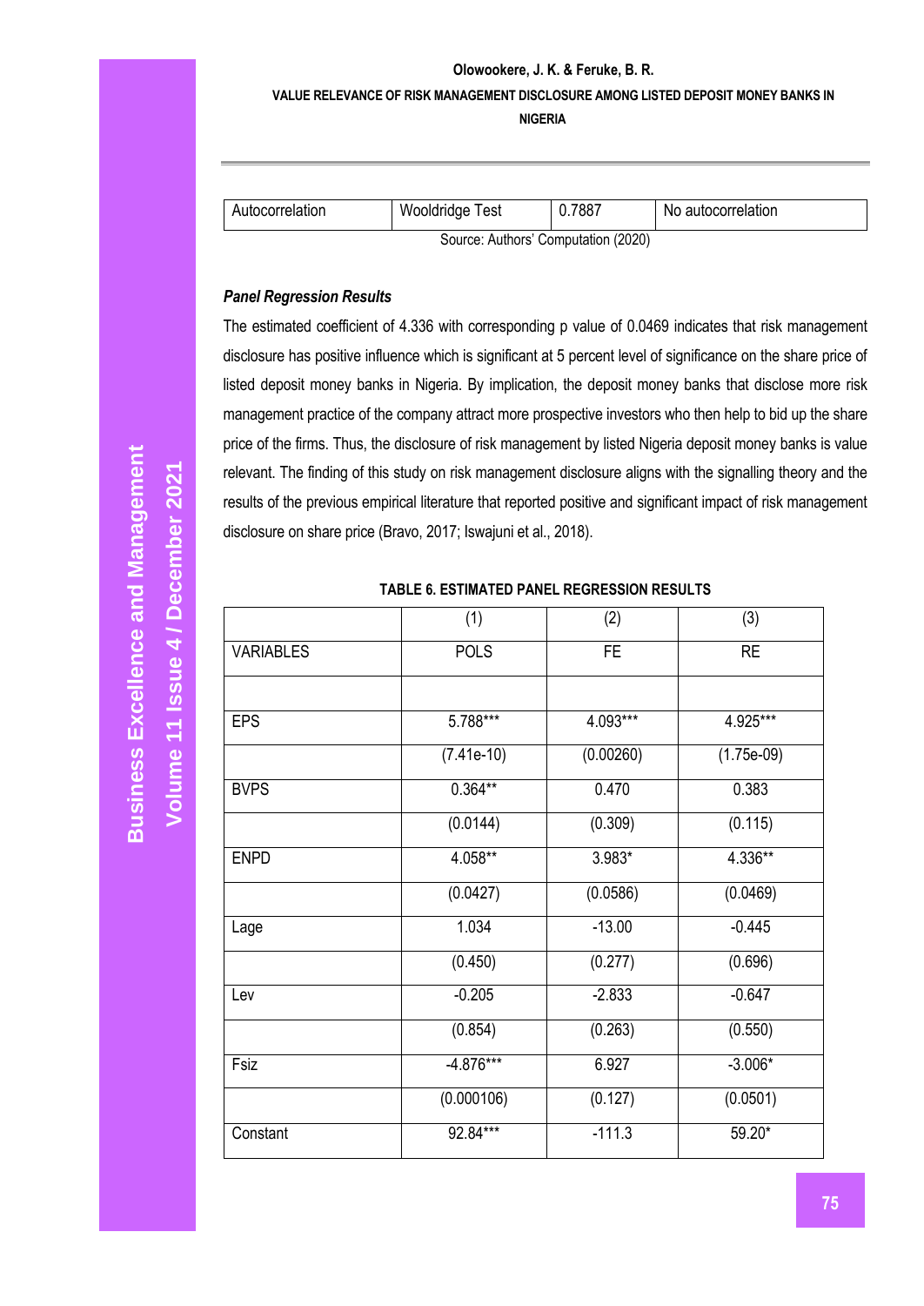| | | | |
|---|---|---|---|
| Autocorrelation | Wooldridge Test | 0.7887 | No autocorrelation |

Source: Authors' Computation (2020)

***Panel Regression Results***

The estimated coefficient of 4.336 with corresponding p value of 0.0469 indicates that risk management disclosure has positive influence which is significant at 5 percent level of significance on the share price of listed deposit money banks in Nigeria. By implication, the deposit money banks that disclose more risk management practice of the company attract more prospective investors who then help to bid up the share price of the firms. Thus, the disclosure of risk management by listed Nigeria deposit money banks is value relevant. The finding of this study on risk management disclosure aligns with the signalling theory and the results of the previous empirical literature that reported positive and significant impact of risk management disclosure on share price (Bravo, 2017; Iswajuni et al., 2018).

**TABLE 6. ESTIMATED PANEL REGRESSION RESULTS**

| | (1) | (2) | (3) |
|---|---|---|---|
| VARIABLES | POLS | FE | RE |
| | | | |
| EPS | 5.788*** | 4.093*** | 4.925*** |
| | (7.41e-10) | (0.00260) | (1.75e-09) |
| BVPS | 0.364** | 0.470 | 0.383 |
| | (0.0144) | (0.309) | (0.115) |
| ENPD | 4.058** | 3.983* | 4.336** |
| | (0.0427) | (0.0586) | (0.0469) |
| Lage | 1.034 | -13.00 | -0.445 |
| | (0.450) | (0.277) | (0.696) |
| Lev | -0.205 | -2.833 | -0.647 |
| | (0.854) | (0.263) | (0.550) |
| Fsiz | -4.876*** | 6.927 | -3.006* |
| | (0.000106) | (0.127) | (0.0501) |
| Constant | 92.84*** | -111.3 | 59.20* |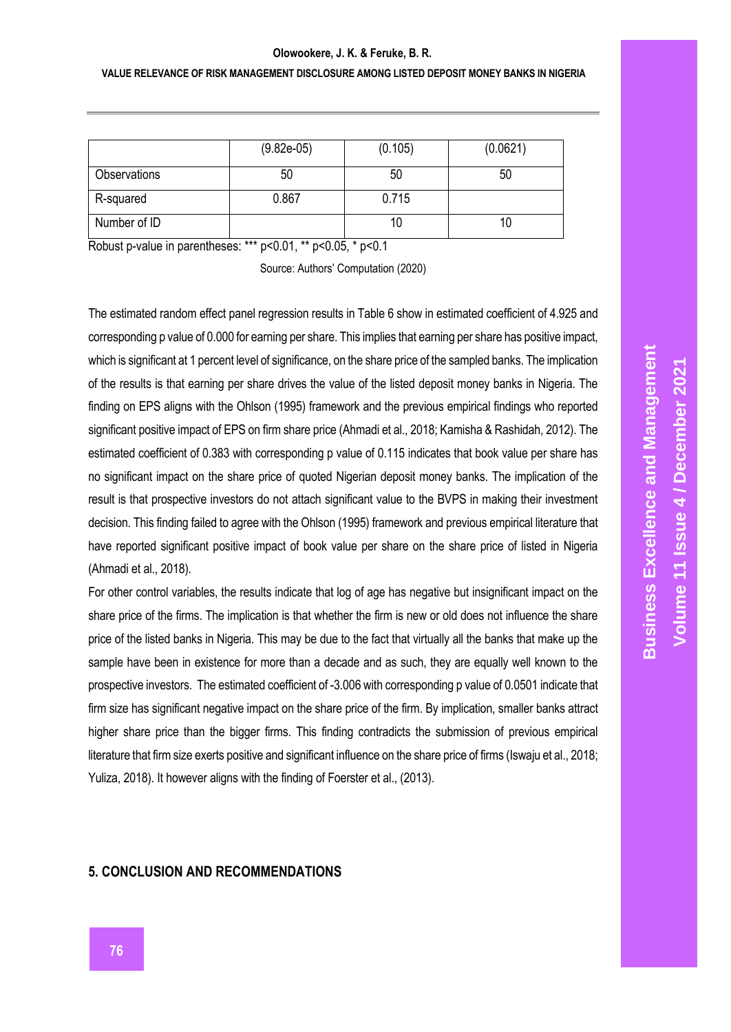| | | | |
|---|---|---|---|
| | (9.82e-05) | (0.105) | (0.0621) |
| Observations | 50 | 50 | 50 |
| R-squared | 0.867 | 0.715 | |
| Number of ID | | 10 | 10 |

Robust p-value in parentheses: *** p<0.01, ** p<0.05, * p<0.1

Source: Authors' Computation (2020)

The estimated random effect panel regression results in Table 6 show in estimated coefficient of 4.925 and corresponding p value of 0.000 for earning per share. This implies that earning per share has positive impact, which is significant at 1 percent level of significance, on the share price of the sampled banks. The implication of the results is that earning per share drives the value of the listed deposit money banks in Nigeria. The finding on EPS aligns with the Ohlson (1995) framework and the previous empirical findings who reported significant positive impact of EPS on firm share price (Ahmadi et al., 2018; Kamisha & Rashidah, 2012). The estimated coefficient of 0.383 with corresponding p value of 0.115 indicates that book value per share has no significant impact on the share price of quoted Nigerian deposit money banks. The implication of the result is that prospective investors do not attach significant value to the BVPS in making their investment decision. This finding failed to agree with the Ohlson (1995) framework and previous empirical literature that have reported significant positive impact of book value per share on the share price of listed in Nigeria (Ahmadi et al., 2018).

For other control variables, the results indicate that log of age has negative but insignificant impact on the share price of the firms. The implication is that whether the firm is new or old does not influence the share price of the listed banks in Nigeria. This may be due to the fact that virtually all the banks that make up the sample have been in existence for more than a decade and as such, they are equally well known to the prospective investors. The estimated coefficient of -3.006 with corresponding p value of 0.0501 indicate that firm size has significant negative impact on the share price of the firm. By implication, smaller banks attract higher share price than the bigger firms. This finding contradicts the submission of previous empirical literature that firm size exerts positive and significant influence on the share price of firms (Iswaju et al., 2018; Yuliza, 2018). It however aligns with the finding of Foerster et al., (2013).

## 5. CONCLUSION AND RECOMMENDATIONS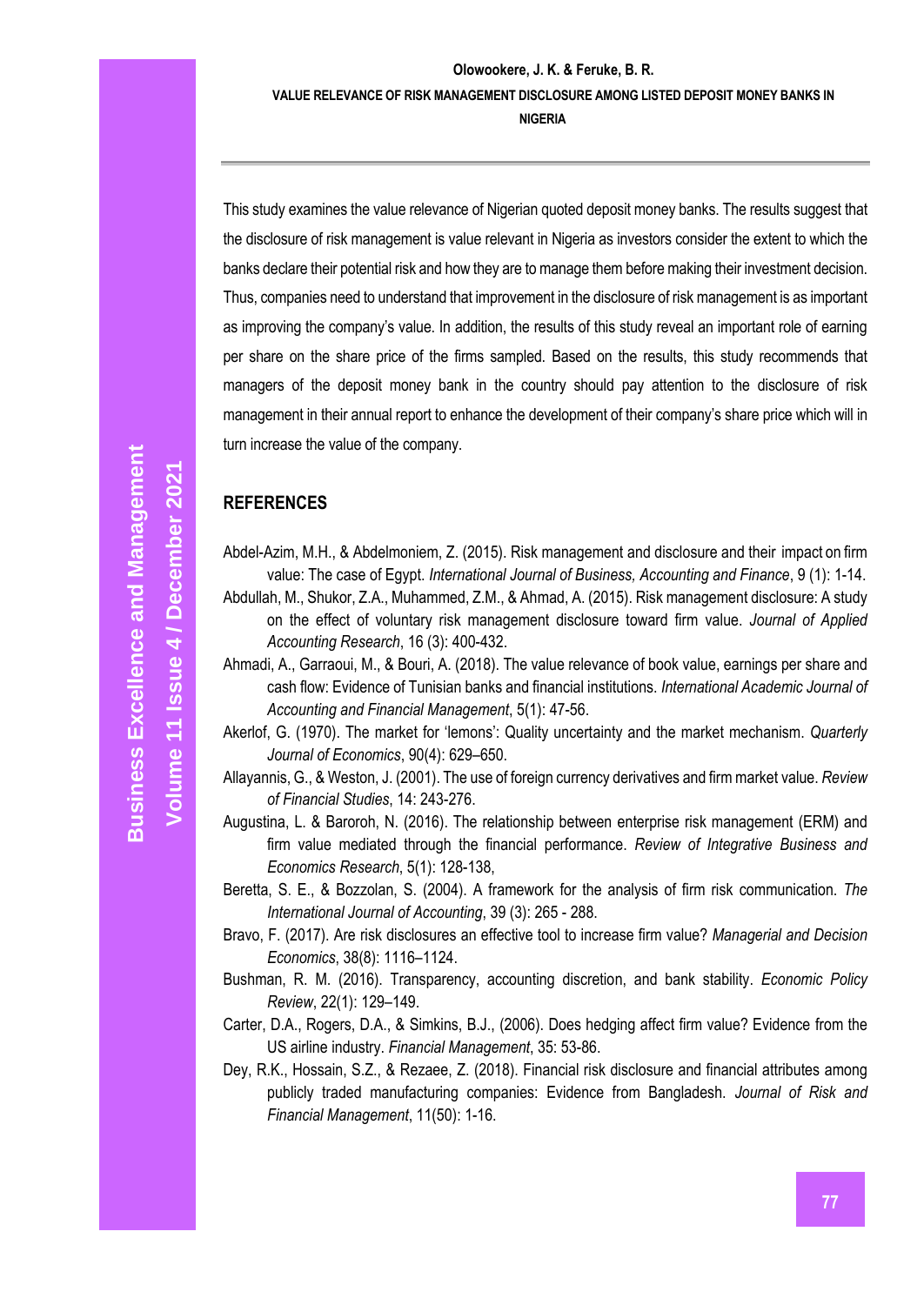This study examines the value relevance of Nigerian quoted deposit money banks. The results suggest that the disclosure of risk management is value relevant in Nigeria as investors consider the extent to which the banks declare their potential risk and how they are to manage them before making their investment decision. Thus, companies need to understand that improvement in the disclosure of risk management is as important as improving the company's value. In addition, the results of this study reveal an important role of earning per share on the share price of the firms sampled. Based on the results, this study recommends that managers of the deposit money bank in the country should pay attention to the disclosure of risk management in their annual report to enhance the development of their company's share price which will in turn increase the value of the company.

## REFERENCES

Abdel-Azim, M.H., & Abdelmoniem, Z. (2015). Risk management and disclosure and their impact on firm value: The case of Egypt. *International Journal of Business, Accounting and Finance*, 9 (1): 1-14.

Abdullah, M., Shukor, Z.A., Muhammed, Z.M., & Ahmad, A. (2015). Risk management disclosure: A study on the effect of voluntary risk management disclosure toward firm value. *Journal of Applied Accounting Research*, 16 (3): 400-432.

Ahmadi, A., Garraoui, M., & Bouri, A. (2018). The value relevance of book value, earnings per share and cash flow: Evidence of Tunisian banks and financial institutions. *International Academic Journal of Accounting and Financial Management*, 5(1): 47-56.

Akerlof, G. (1970). The market for 'lemons': Quality uncertainty and the market mechanism. *Quarterly Journal of Economics*, 90(4): 629–650.

Allayannis, G., & Weston, J. (2001). The use of foreign currency derivatives and firm market value. *Review of Financial Studies*, 14: 243-276.

Augustina, L. & Baroroh, N. (2016). The relationship between enterprise risk management (ERM) and firm value mediated through the financial performance. *Review of Integrative Business and Economics Research*, 5(1): 128-138,

Beretta, S. E., & Bozzolan, S. (2004). A framework for the analysis of firm risk communication. *The International Journal of Accounting*, 39 (3): 265 - 288.

Bravo, F. (2017). Are risk disclosures an effective tool to increase firm value? *Managerial and Decision Economics*, 38(8): 1116–1124.

Bushman, R. M. (2016). Transparency, accounting discretion, and bank stability. *Economic Policy Review*, 22(1): 129–149.

Carter, D.A., Rogers, D.A., & Simkins, B.J., (2006). Does hedging affect firm value? Evidence from the US airline industry. *Financial Management*, 35: 53-86.

Dey, R.K., Hossain, S.Z., & Rezaee, Z. (2018). Financial risk disclosure and financial attributes among publicly traded manufacturing companies: Evidence from Bangladesh. *Journal of Risk and Financial Management*, 11(50): 1-16.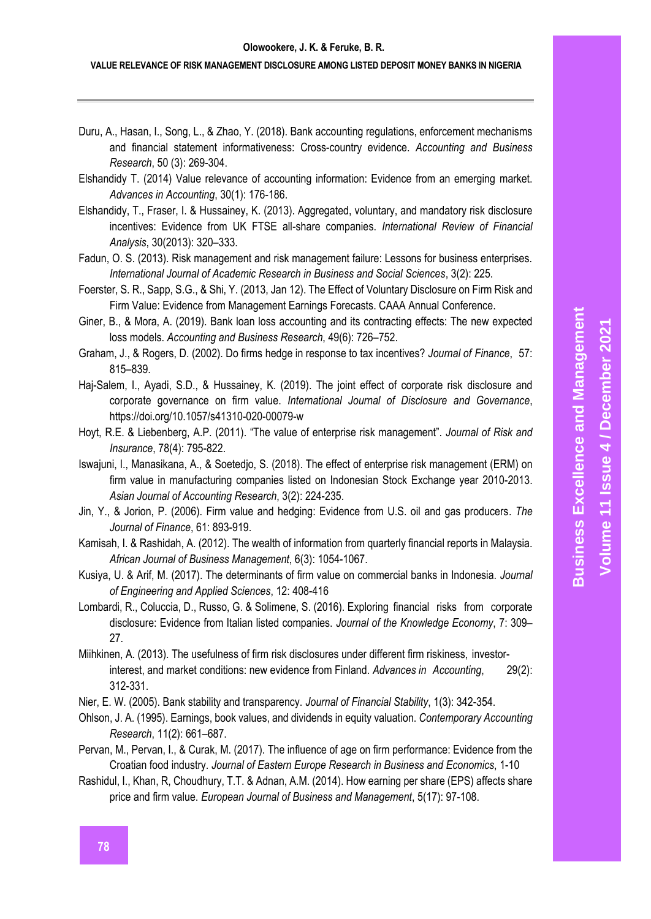Duru, A., Hasan, I., Song, L., & Zhao, Y. (2018). Bank accounting regulations, enforcement mechanisms and financial statement informativeness: Cross-country evidence. *Accounting and Business Research*, 50 (3): 269-304.

Elshandidy T. (2014) Value relevance of accounting information: Evidence from an emerging market. *Advances in Accounting*, 30(1): 176-186.

Elshandidy, T., Fraser, I. & Hussainey, K. (2013). Aggregated, voluntary, and mandatory risk disclosure incentives: Evidence from UK FTSE all-share companies. *International Review of Financial Analysis*, 30(2013): 320–333.

Fadun, O. S. (2013). Risk management and risk management failure: Lessons for business enterprises. *International Journal of Academic Research in Business and Social Sciences*, 3(2): 225.

Foerster, S. R., Sapp, S.G., & Shi, Y. (2013, Jan 12). The Effect of Voluntary Disclosure on Firm Risk and Firm Value: Evidence from Management Earnings Forecasts. CAAA Annual Conference.

Giner, B., & Mora, A. (2019). Bank loan loss accounting and its contracting effects: The new expected loss models. *Accounting and Business Research*, 49(6): 726–752.

Graham, J., & Rogers, D. (2002). Do firms hedge in response to tax incentives? *Journal of Finance*, 57: 815–839.

Haj-Salem, I., Ayadi, S.D., & Hussainey, K. (2019). The joint effect of corporate risk disclosure and corporate governance on firm value. *International Journal of Disclosure and Governance*, https://doi.org/10.1057/s41310-020-00079-w

Hoyt, R.E. & Liebenberg, A.P. (2011). "The value of enterprise risk management". *Journal of Risk and Insurance*, 78(4): 795-822.

Iswajuni, I., Manasikana, A., & Soetedjo, S. (2018). The effect of enterprise risk management (ERM) on firm value in manufacturing companies listed on Indonesian Stock Exchange year 2010-2013. *Asian Journal of Accounting Research*, 3(2): 224-235.

Jin, Y., & Jorion, P. (2006). Firm value and hedging: Evidence from U.S. oil and gas producers. *The Journal of Finance*, 61: 893-919.

Kamisah, I. & Rashidah, A. (2012). The wealth of information from quarterly financial reports in Malaysia. *African Journal of Business Management*, 6(3): 1054-1067.

Kusiya, U. & Arif, M. (2017). The determinants of firm value on commercial banks in Indonesia. *Journal of Engineering and Applied Sciences*, 12: 408-416

Lombardi, R., Coluccia, D., Russo, G. & Solimene, S. (2016). Exploring financial risks from corporate disclosure: Evidence from Italian listed companies. *Journal of the Knowledge Economy*, 7: 309–27.

Miihkinen, A. (2013). The usefulness of firm risk disclosures under different firm riskiness, investor-interest, and market conditions: new evidence from Finland. *Advances in Accounting*, 29(2): 312-331.

Nier, E. W. (2005). Bank stability and transparency. *Journal of Financial Stability*, 1(3): 342-354.

Ohlson, J. A. (1995). Earnings, book values, and dividends in equity valuation. *Contemporary Accounting Research*, 11(2): 661–687.

Pervan, M., Pervan, I., & Curak, M. (2017). The influence of age on firm performance: Evidence from the Croatian food industry. *Journal of Eastern Europe Research in Business and Economics*, 1-10

Rashidul, I., Khan, R, Choudhury, T.T. & Adnan, A.M. (2014). How earning per share (EPS) affects share price and firm value. *European Journal of Business and Management*, 5(17): 97-108.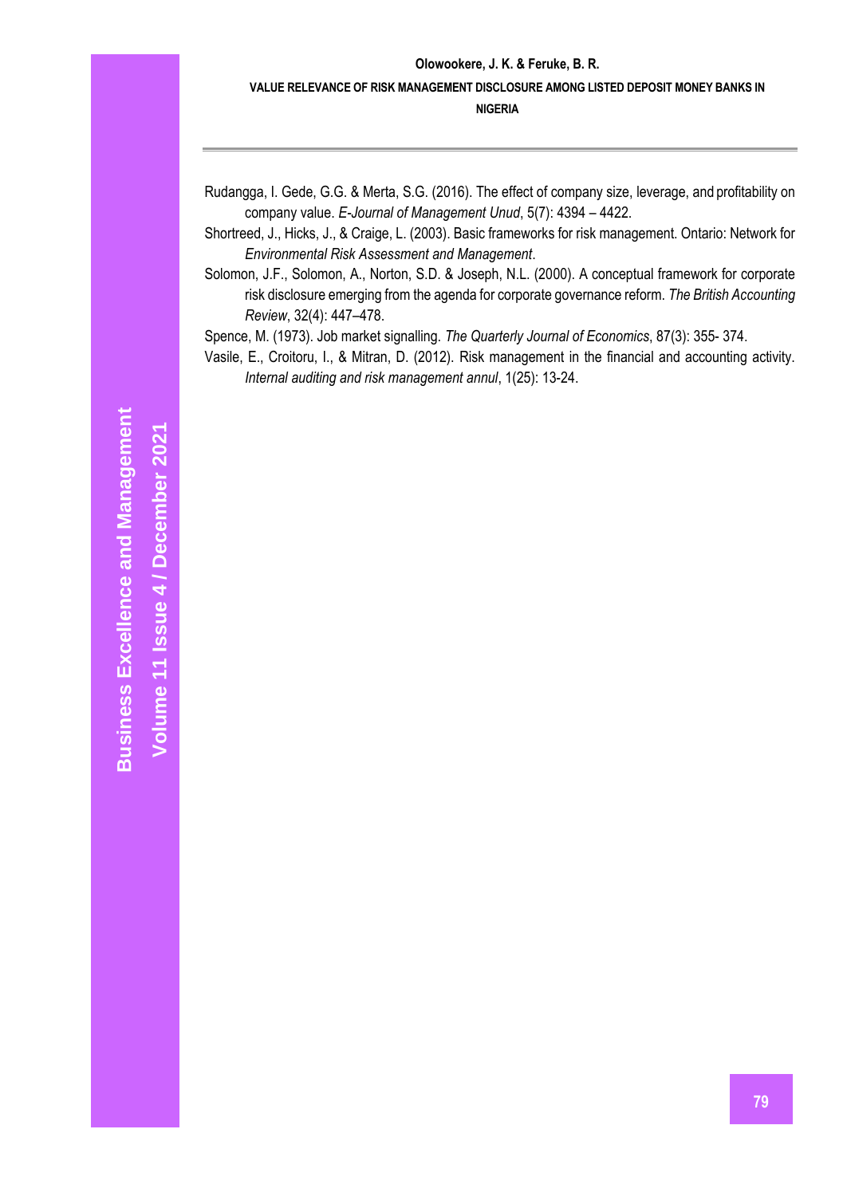Rudangga, I. Gede, G.G. & Merta, S.G. (2016). The effect of company size, leverage, and profitability on company value. *E-Journal of Management Unud*, 5(7): 4394 – 4422.

Shortreed, J., Hicks, J., & Craige, L. (2003). Basic frameworks for risk management. Ontario: Network for *Environmental Risk Assessment and Management*.

Solomon, J.F., Solomon, A., Norton, S.D. & Joseph, N.L. (2000). A conceptual framework for corporate risk disclosure emerging from the agenda for corporate governance reform. *The British Accounting Review*, 32(4): 447–478.

Spence, M. (1973). Job market signalling. *The Quarterly Journal of Economics*, 87(3): 355- 374.

Vasile, E., Croitoru, I., & Mitran, D. (2012). Risk management in the financial and accounting activity. *Internal auditing and risk management annul*, 1(25): 13-24.